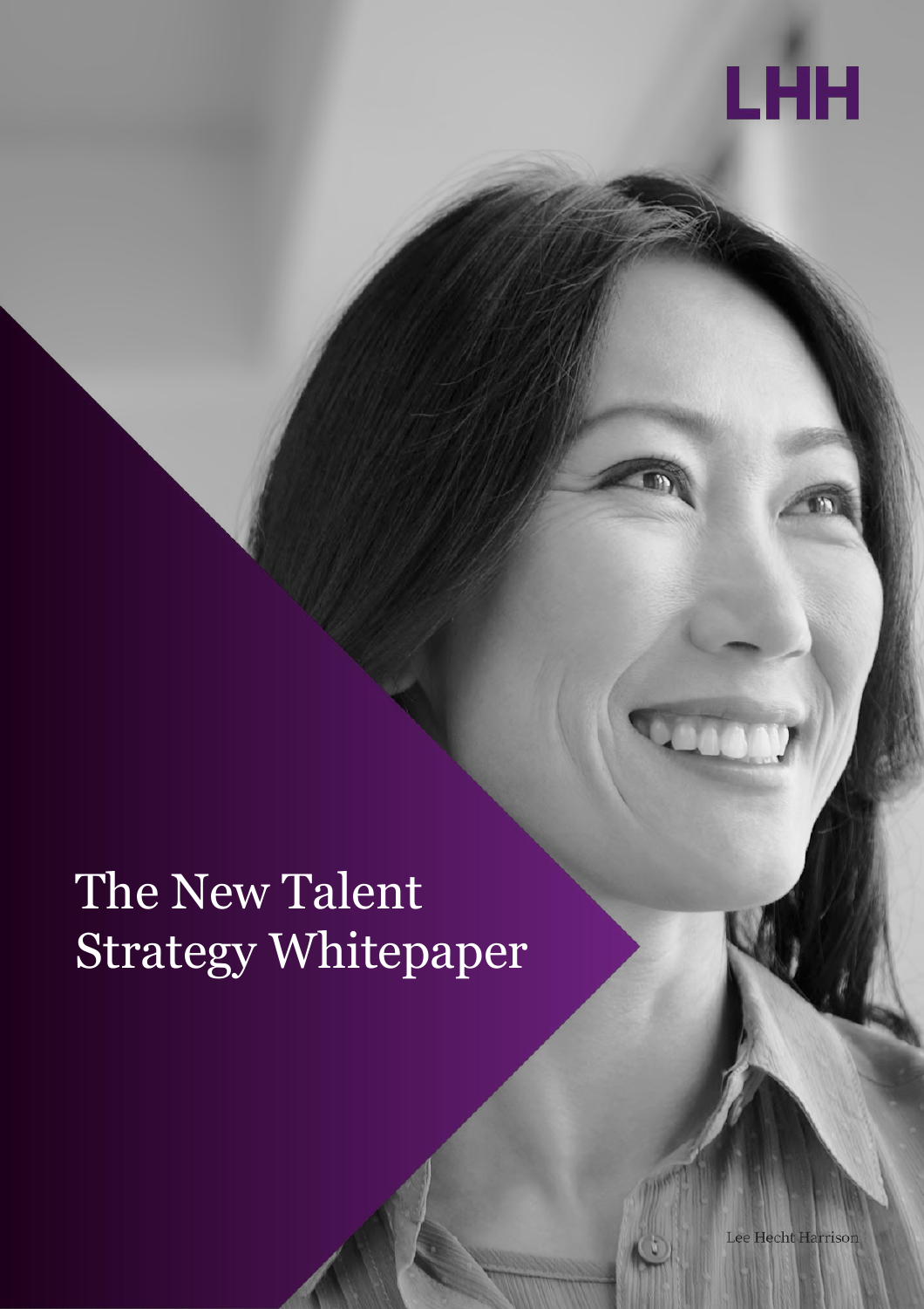LHH

# The New Talent Strategy Whitepaper

Lee Hecht Harrison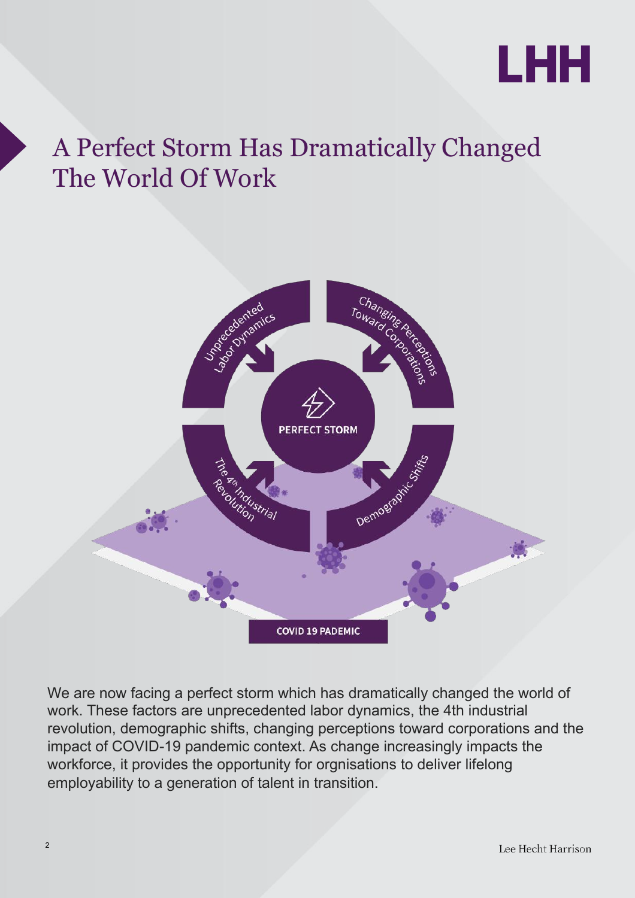# A Perfect Storm Has Dramatically Changed The World Of Work

Unprecedented Labor Dynamics

Changing Perceptions Toward Corporations

PERFECT STORM

The 4th Industrial Revolution

Demographic Shifts

COVID 19 PADEMIC

We are now facing a perfect storm which has dramatically changed the world of work. These factors are unprecedented labor dynamics, the 4th industrial revolution, demographic shifts, changing perceptions toward corporations and the impact of COVID-19 pandemic context. As change increasingly impacts the workforce, it provides the opportunity for orgnisations to deliver lifelong employability to a generation of talent in transition.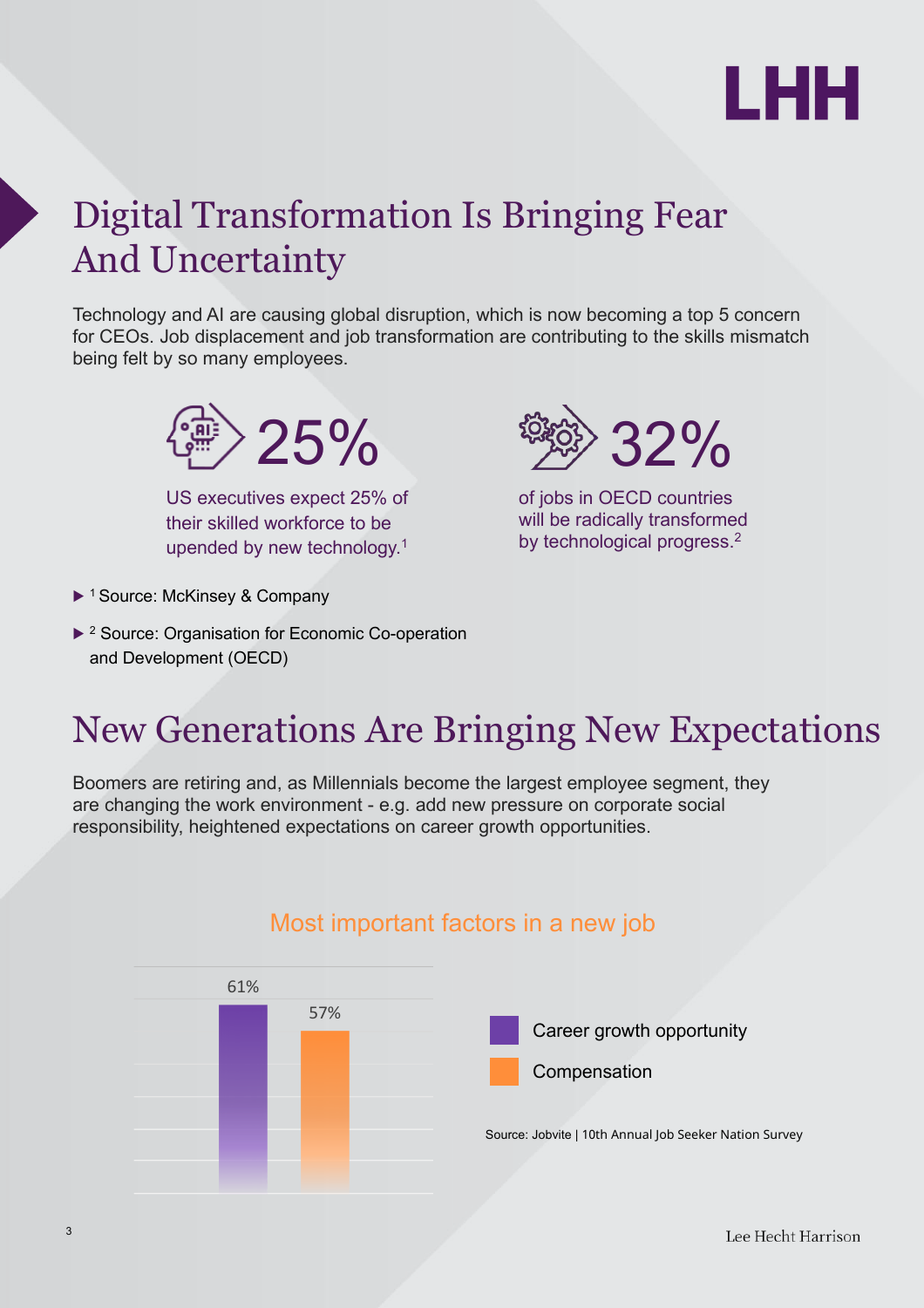## Digital Transformation Is Bringing Fear And Uncertainty

Technology and AI are causing global disruption, which is now becoming a top 5 concern for CEOs. Job displacement and job transformation are contributing to the skills mismatch being felt by so many employees.

**25%**

US executives expect 25% of their skilled workforce to be upended by new technology.[1]

**32%**

of jobs in OECD countries will be radically transformed by technological progress.[2]

- [1] Source: McKinsey & Company
- [2] Source: Organisation for Economic Co-operation and Development (OECD)

## New Generations Are Bringing New Expectations

Boomers are retiring and, as Millennials become the largest employee segment, they are changing the work environment - e.g. add new pressure on corporate social responsibility, heightened expectations on career growth opportunities.

### Most important factors in a new job

| Factor | Percentage |
| --- | --- |
| Career growth opportunity | 61% |
| Compensation | 57% |

Source: Jobvite | 10th Annual Job Seeker Nation Survey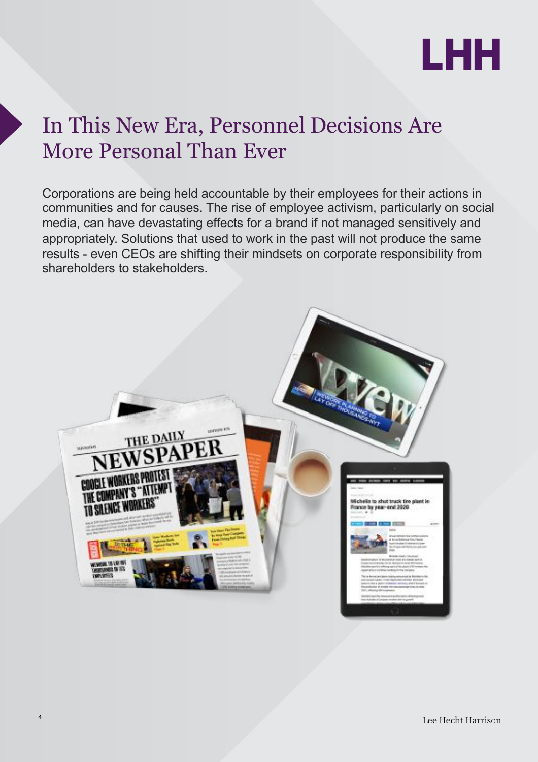# In This New Era, Personnel Decisions Are More Personal Than Ever

Corporations are being held accountable by their employees for their actions in communities and for causes. The rise of employee activism, particularly on social media, can have devastating effects for a brand if not managed sensitively and appropriately. Solutions that used to work in the past will not produce the same results - even CEOs are shifting their mindsets on corporate responsibility from shareholders to stakeholders.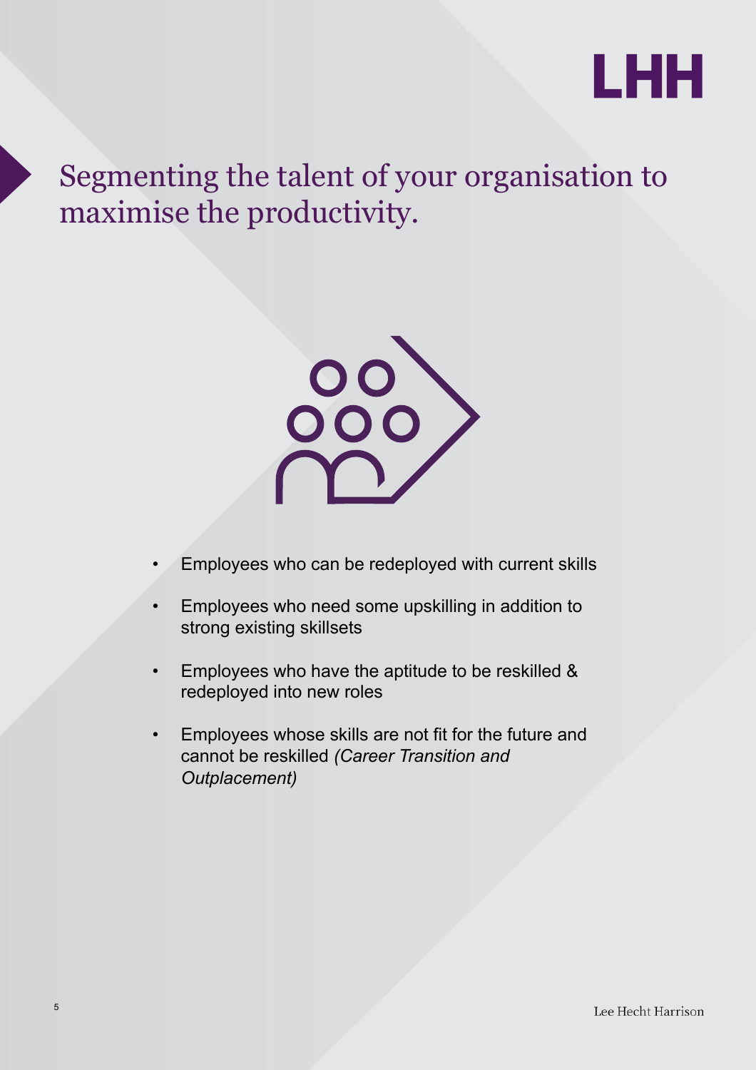# Segmenting the talent of your organisation to maximise the productivity.

- Employees who can be redeployed with current skills
- Employees who need some upskilling in addition to strong existing skillsets
- Employees who have the aptitude to be reskilled & redeployed into new roles
- Employees whose skills are not fit for the future and cannot be reskilled *(Career Transition and Outplacement)*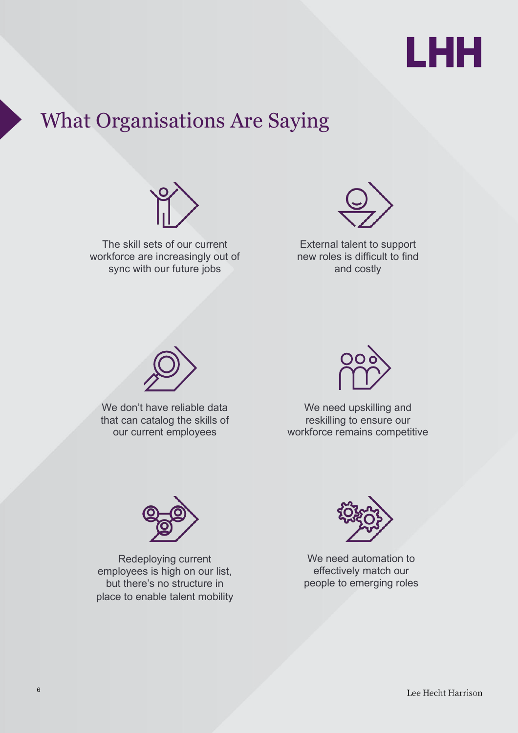# What Organisations Are Saying

The skill sets of our current workforce are increasingly out of sync with our future jobs

External talent to support new roles is difficult to find and costly

We don't have reliable data that can catalog the skills of our current employees

We need upskilling and reskilling to ensure our workforce remains competitive

Redeploying current employees is high on our list, but there's no structure in place to enable talent mobility

We need automation to effectively match our people to emerging roles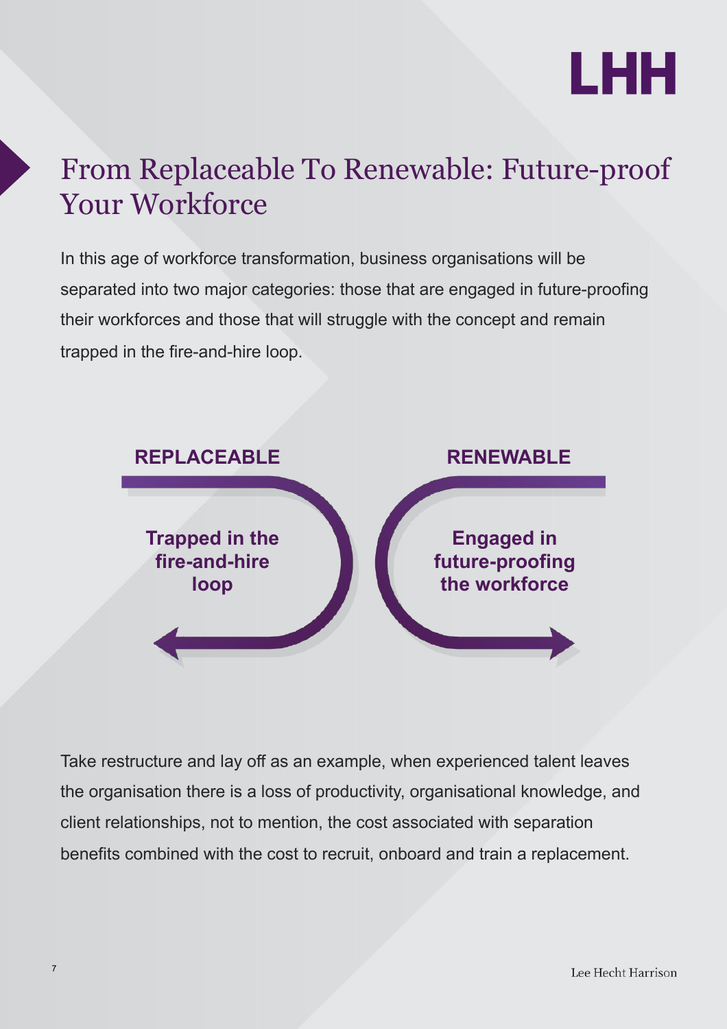# From Replaceable To Renewable: Future-proof Your Workforce

In this age of workforce transformation, business organisations will be separated into two major categories: those that are engaged in future-proofing their workforces and those that will struggle with the concept and remain trapped in the fire-and-hire loop.

**REPLACEABLE**

**Trapped in the fire-and-hire loop**

**RENEWABLE**

**Engaged in future-proofing the workforce**

Take restructure and lay off as an example, when experienced talent leaves the organisation there is a loss of productivity, organisational knowledge, and client relationships, not to mention, the cost associated with separation benefits combined with the cost to recruit, onboard and train a replacement.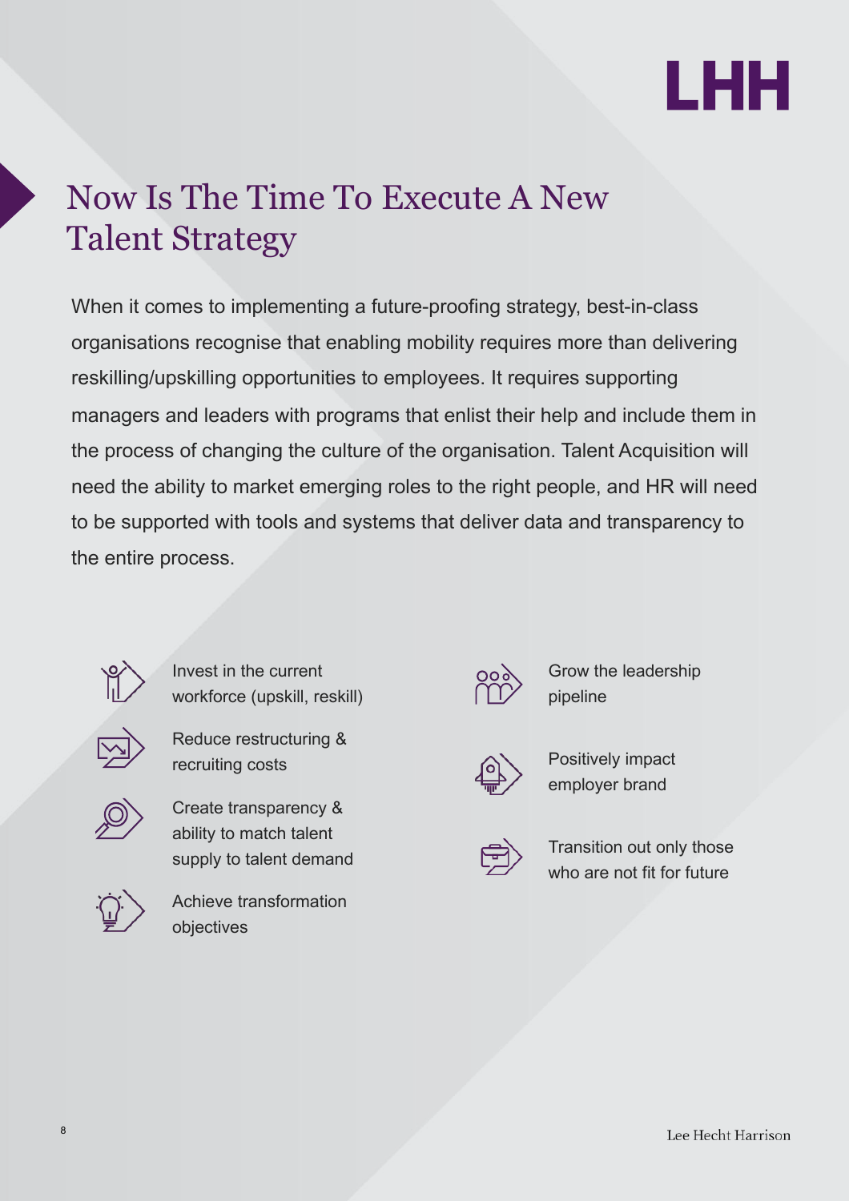# Now Is The Time To Execute A New Talent Strategy

When it comes to implementing a future-proofing strategy, best-in-class organisations recognise that enabling mobility requires more than delivering reskilling/upskilling opportunities to employees. It requires supporting managers and leaders with programs that enlist their help and include them in the process of changing the culture of the organisation. Talent Acquisition will need the ability to market emerging roles to the right people, and HR will need to be supported with tools and systems that deliver data and transparency to the entire process.

- Invest in the current workforce (upskill, reskill)
- Reduce restructuring & recruiting costs
- Create transparency & ability to match talent supply to talent demand
- Achieve transformation objectives
- Grow the leadership pipeline
- Positively impact employer brand
- Transition out only those who are not fit for future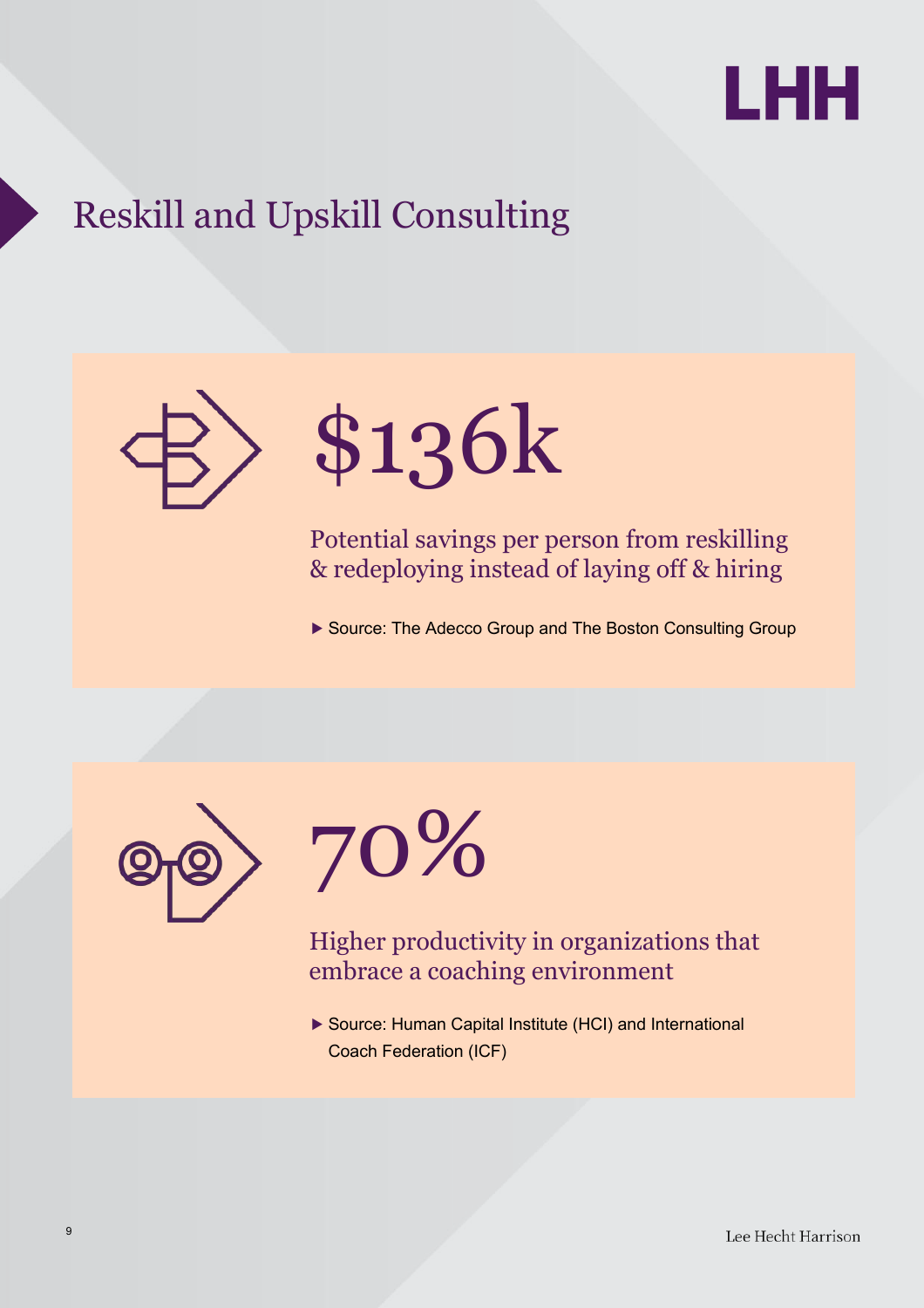# Reskill and Upskill Consulting

## $136k

Potential savings per person from reskilling & redeploying instead of laying off & hiring

▶ Source: The Adecco Group and The Boston Consulting Group

## 70%

Higher productivity in organizations that embrace a coaching environment

▶ Source: Human Capital Institute (HCI) and International Coach Federation (ICF)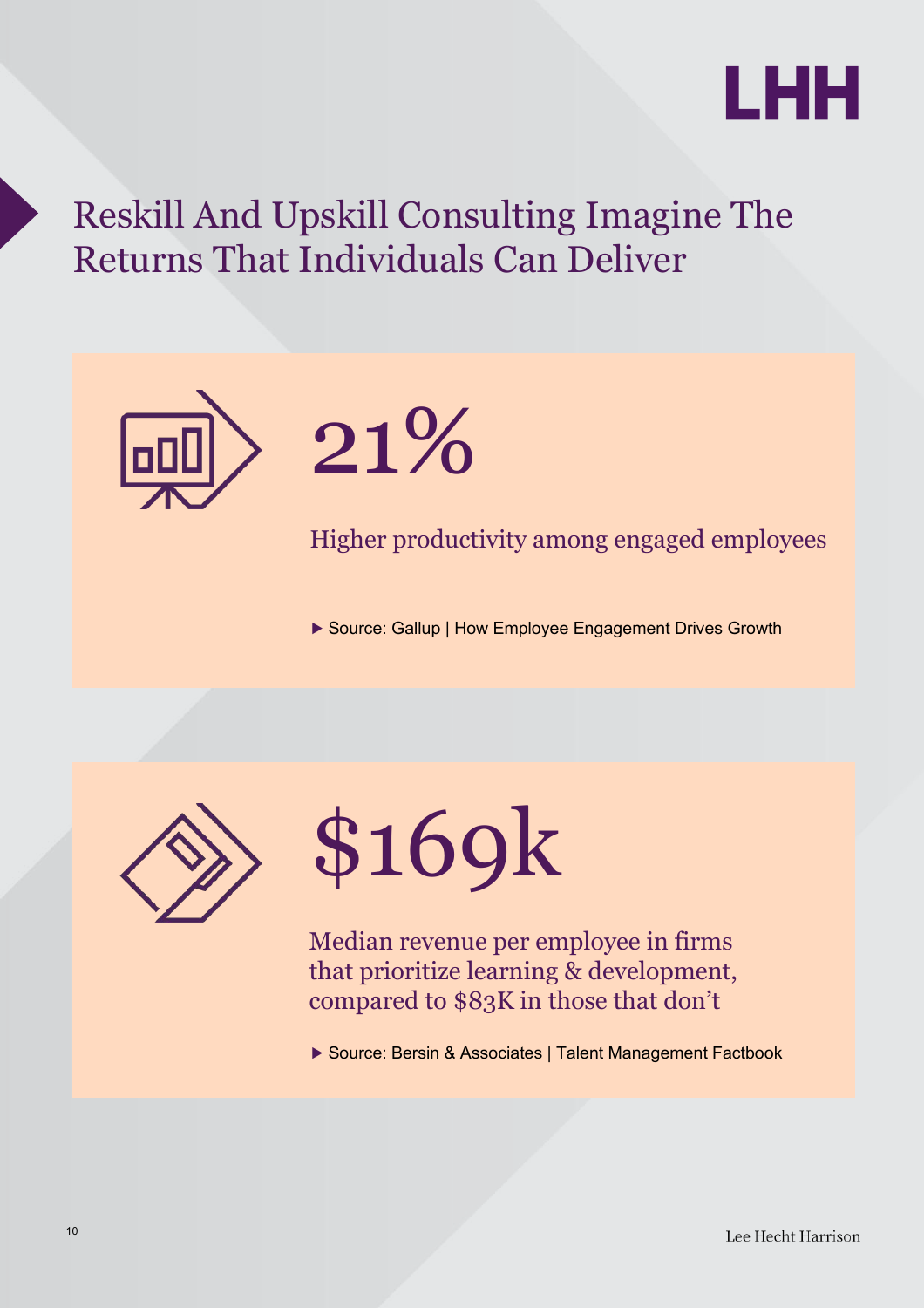# Reskill And Upskill Consulting Imagine The Returns That Individuals Can Deliver

## 21%

Higher productivity among engaged employees

▶ Source: Gallup | How Employee Engagement Drives Growth

## $169k

Median revenue per employee in firms that prioritize learning & development, compared to $83K in those that don't

▶ Source: Bersin & Associates | Talent Management Factbook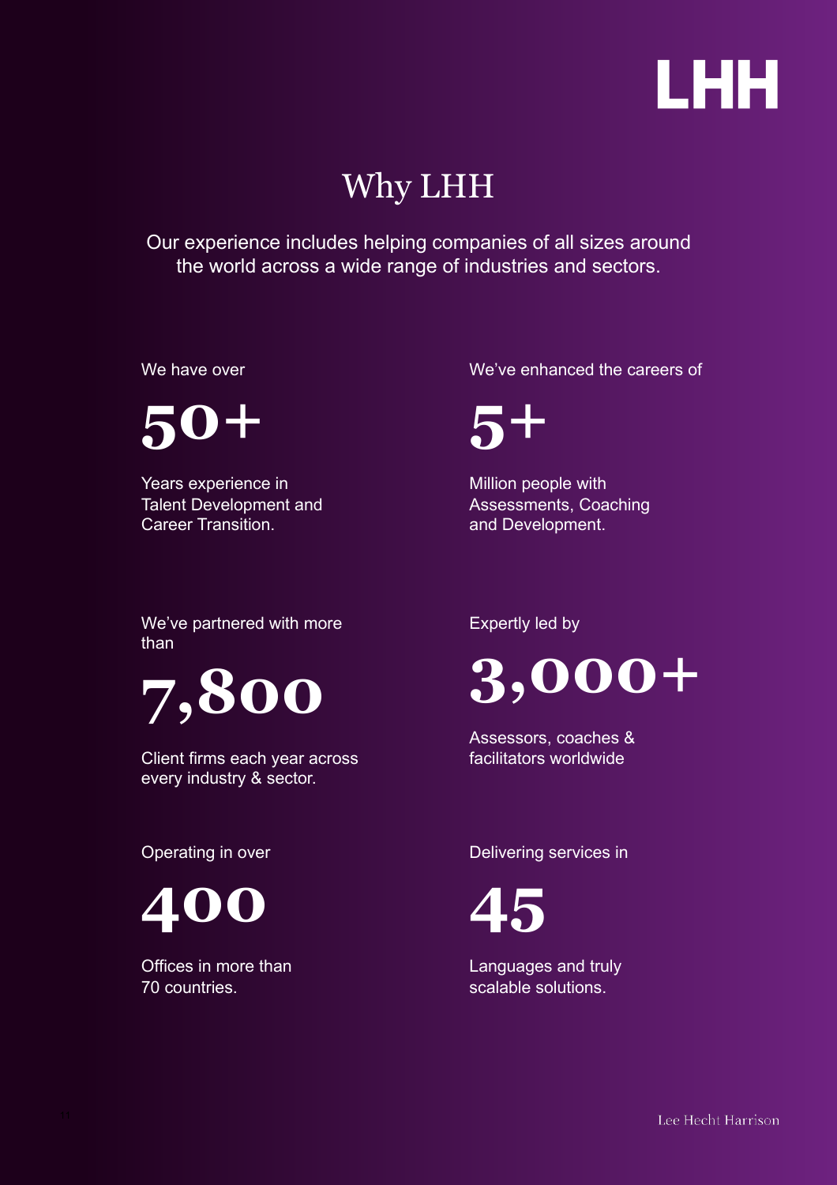LHH

# Why LHH

Our experience includes helping companies of all sizes around the world across a wide range of industries and sectors.

We have over

**50+**

Years experience in Talent Development and Career Transition.

We've enhanced the careers of

**5+**

Million people with Assessments, Coaching and Development.

We've partnered with more than

**7,800**

Client firms each year across every industry & sector.

Expertly led by

**3,000+**

Assessors, coaches & facilitators worldwide

Operating in over

**400**

Offices in more than 70 countries.

Delivering services in

**45**

Languages and truly scalable solutions.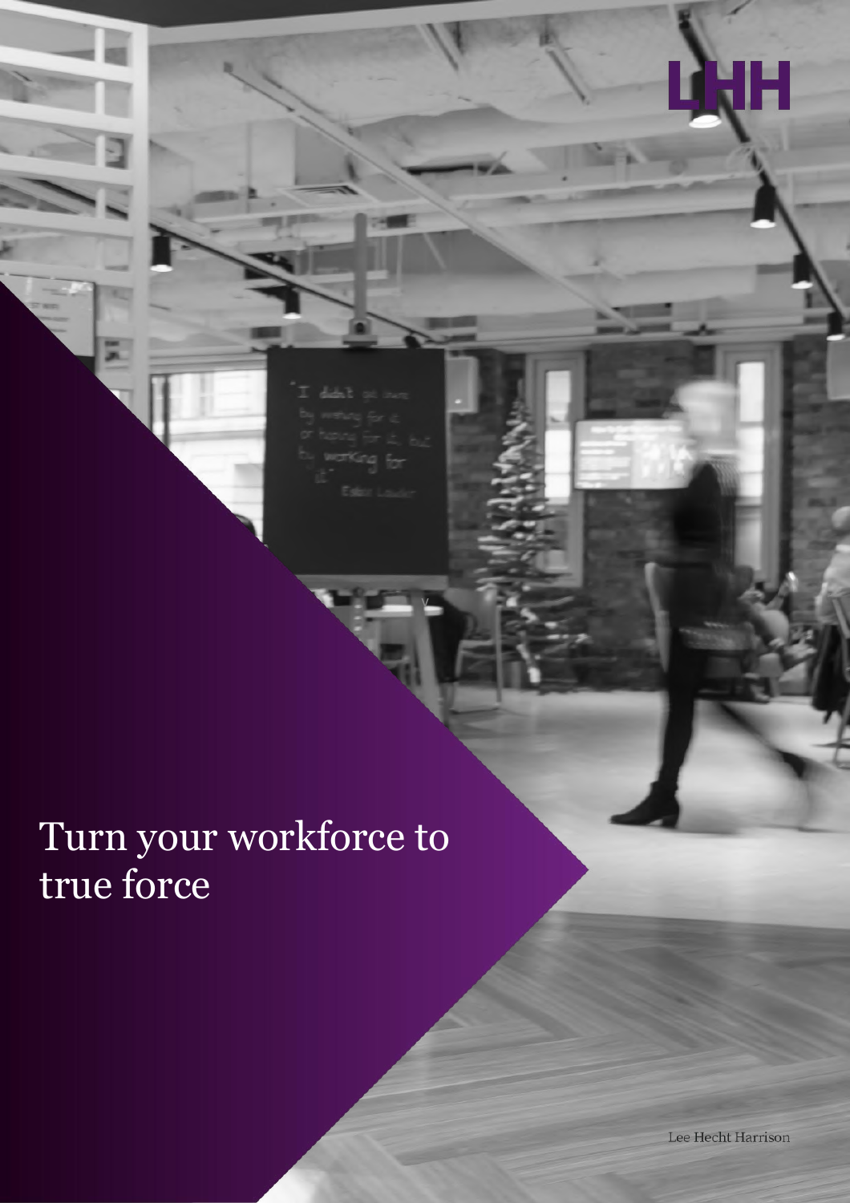# Turn your workforce to true force

Lee Hecht Harrison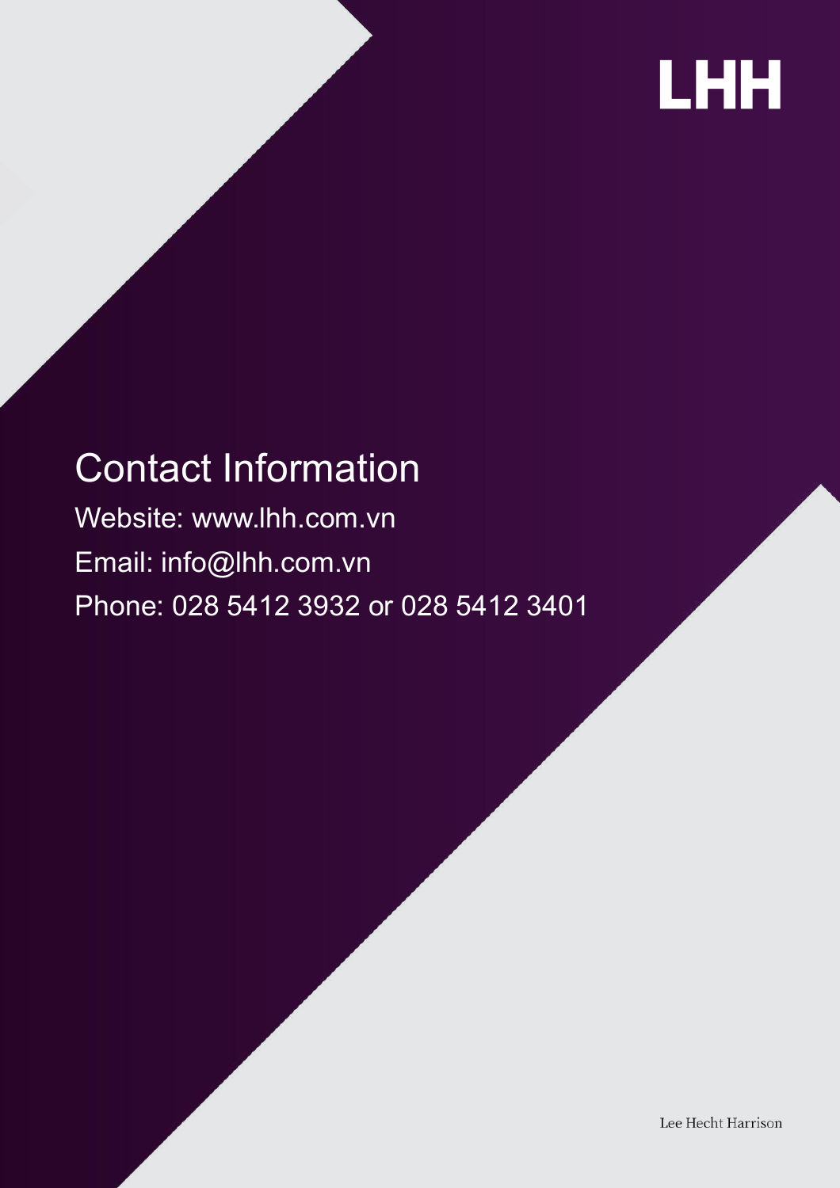LHH

# Contact Information

Website: www.lhh.com.vn

Email: info@lhh.com.vn

Phone: 028 5412 3932 or 028 5412 3401

Lee Hecht Harrison